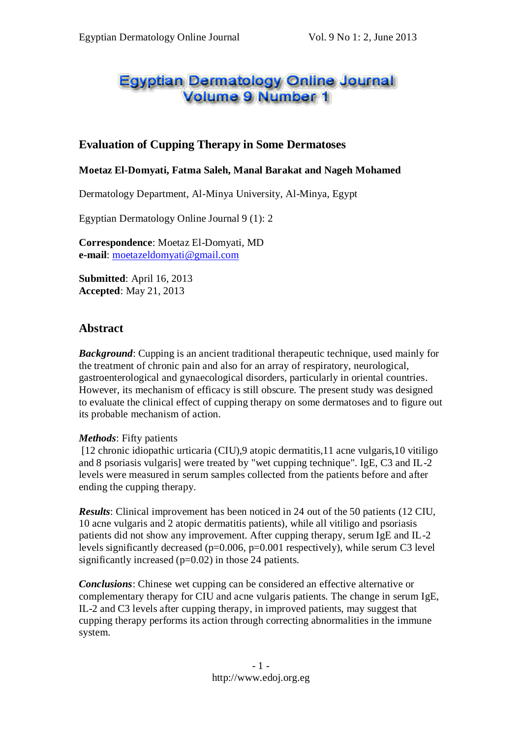# Evaluation of Cupping Therapy in Some Dermatoses

**Moetaz El-Domyati, Fatma Saleh, Manal Barakat and Nageh Mohamed**

Dermatology Department, Al-Minya University, Al-Minya, Egypt

Egyptian Dermatology Online Journal 9 (1): 2

**Correspondence**: Moetaz El-Domyati, MD
**e-mail**: moetazeldomyati@gmail.com

**Submitted**: April 16, 2013
**Accepted**: May 21, 2013

## Abstract

***Background***: Cupping is an ancient traditional therapeutic technique, used mainly for the treatment of chronic pain and also for an array of respiratory, neurological, gastroenterological and gynaecological disorders, particularly in oriental countries. However, its mechanism of efficacy is still obscure. The present study was designed to evaluate the clinical effect of cupping therapy on some dermatoses and to figure out its probable mechanism of action.

***Methods***: Fifty patients [12 chronic idiopathic urticaria (CIU),9 atopic dermatitis,11 acne vulgaris,10 vitiligo and 8 psoriasis vulgaris] were treated by "wet cupping technique". IgE, C3 and IL-2 levels were measured in serum samples collected from the patients before and after ending the cupping therapy.

***Results***: Clinical improvement has been noticed in 24 out of the 50 patients (12 CIU, 10 acne vulgaris and 2 atopic dermatitis patients), while all vitiligo and psoriasis patients did not show any improvement. After cupping therapy, serum IgE and IL-2 levels significantly decreased ($p=0.006$, $p=0.001$ respectively), while serum C3 level significantly increased ($p=0.02$) in those 24 patients.

***Conclusions***: Chinese wet cupping can be considered an effective alternative or complementary therapy for CIU and acne vulgaris patients. The change in serum IgE, IL-2 and C3 levels after cupping therapy, in improved patients, may suggest that cupping therapy performs its action through correcting abnormalities in the immune system.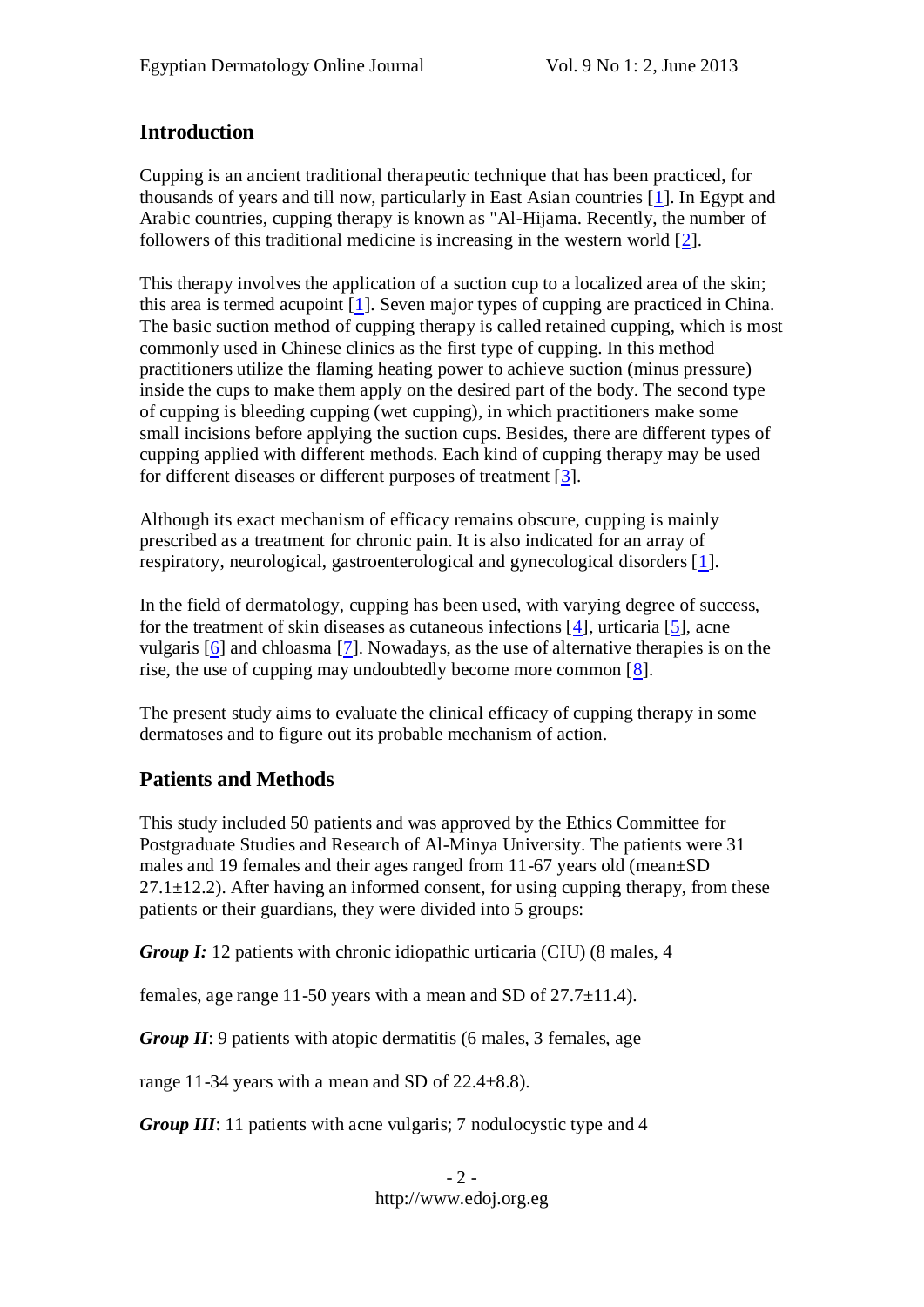## Introduction

Cupping is an ancient traditional therapeutic technique that has been practiced, for thousands of years and till now, particularly in East Asian countries [1]. In Egypt and Arabic countries, cupping therapy is known as "Al-Hijama. Recently, the number of followers of this traditional medicine is increasing in the western world [2].

This therapy involves the application of a suction cup to a localized area of the skin; this area is termed acupoint [1]. Seven major types of cupping are practiced in China. The basic suction method of cupping therapy is called retained cupping, which is most commonly used in Chinese clinics as the first type of cupping. In this method practitioners utilize the flaming heating power to achieve suction (minus pressure) inside the cups to make them apply on the desired part of the body. The second type of cupping is bleeding cupping (wet cupping), in which practitioners make some small incisions before applying the suction cups. Besides, there are different types of cupping applied with different methods. Each kind of cupping therapy may be used for different diseases or different purposes of treatment [3].

Although its exact mechanism of efficacy remains obscure, cupping is mainly prescribed as a treatment for chronic pain. It is also indicated for an array of respiratory, neurological, gastroenterological and gynecological disorders [1].

In the field of dermatology, cupping has been used, with varying degree of success, for the treatment of skin diseases as cutaneous infections [4], urticaria [5], acne vulgaris [6] and chloasma [7]. Nowadays, as the use of alternative therapies is on the rise, the use of cupping may undoubtedly become more common [8].

The present study aims to evaluate the clinical efficacy of cupping therapy in some dermatoses and to figure out its probable mechanism of action.

## Patients and Methods

This study included 50 patients and was approved by the Ethics Committee for Postgraduate Studies and Research of Al-Minya University. The patients were 31 males and 19 females and their ages ranged from 11-67 years old (mean±SD 27.1±12.2). After having an informed consent, for using cupping therapy, from these patients or their guardians, they were divided into 5 groups:

***Group I:*** 12 patients with chronic idiopathic urticaria (CIU) (8 males, 4 females, age range 11-50 years with a mean and SD of 27.7±11.4).

***Group II***: 9 patients with atopic dermatitis (6 males, 3 females, age range 11-34 years with a mean and SD of 22.4±8.8).

***Group III***: 11 patients with acne vulgaris; 7 nodulocystic type and 4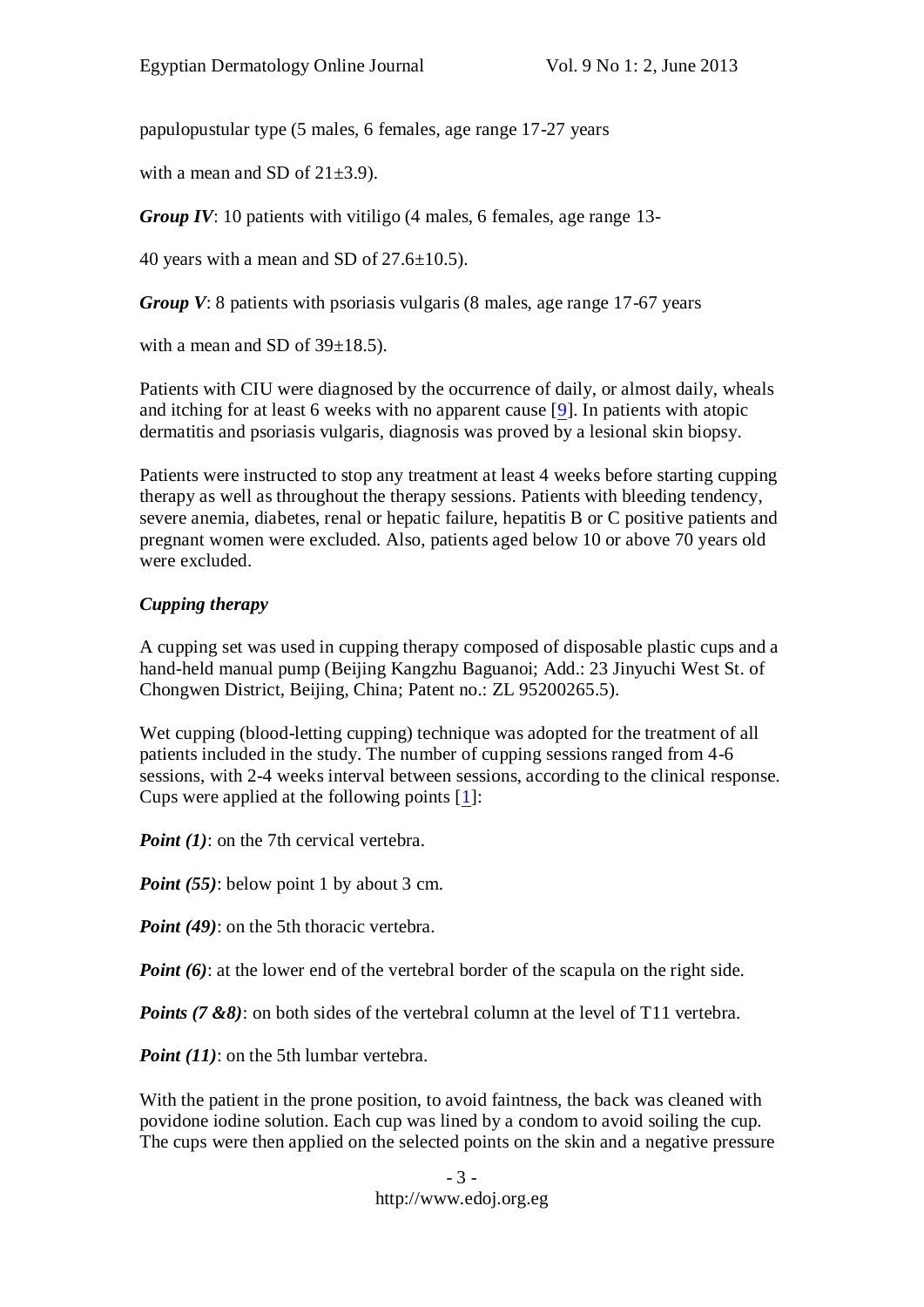papulopustular type (5 males, 6 females, age range 17-27 years with a mean and SD of 21±3.9).

***Group IV***: 10 patients with vitiligo (4 males, 6 females, age range 13-40 years with a mean and SD of 27.6±10.5).

***Group V***: 8 patients with psoriasis vulgaris (8 males, age range 17-67 years with a mean and SD of 39±18.5).

Patients with CIU were diagnosed by the occurrence of daily, or almost daily, wheals and itching for at least 6 weeks with no apparent cause [9]. In patients with atopic dermatitis and psoriasis vulgaris, diagnosis was proved by a lesional skin biopsy.

Patients were instructed to stop any treatment at least 4 weeks before starting cupping therapy as well as throughout the therapy sessions. Patients with bleeding tendency, severe anemia, diabetes, renal or hepatic failure, hepatitis B or C positive patients and pregnant women were excluded. Also, patients aged below 10 or above 70 years old were excluded.

### *Cupping therapy*

A cupping set was used in cupping therapy composed of disposable plastic cups and a hand-held manual pump (Beijing Kangzhu Baguanoi; Add.: 23 Jinyuchi West St. of Chongwen District, Beijing, China; Patent no.: ZL 95200265.5).

Wet cupping (blood-letting cupping) technique was adopted for the treatment of all patients included in the study. The number of cupping sessions ranged from 4-6 sessions, with 2-4 weeks interval between sessions, according to the clinical response. Cups were applied at the following points [1]:

***Point (1)***: on the 7th cervical vertebra.

***Point (55)***: below point 1 by about 3 cm.

***Point (49)***: on the 5th thoracic vertebra.

***Point (6)***: at the lower end of the vertebral border of the scapula on the right side.

***Points (7 &8)***: on both sides of the vertebral column at the level of T11 vertebra.

***Point (11)***: on the 5th lumbar vertebra.

With the patient in the prone position, to avoid faintness, the back was cleaned with povidone iodine solution. Each cup was lined by a condom to avoid soiling the cup. The cups were then applied on the selected points on the skin and a negative pressure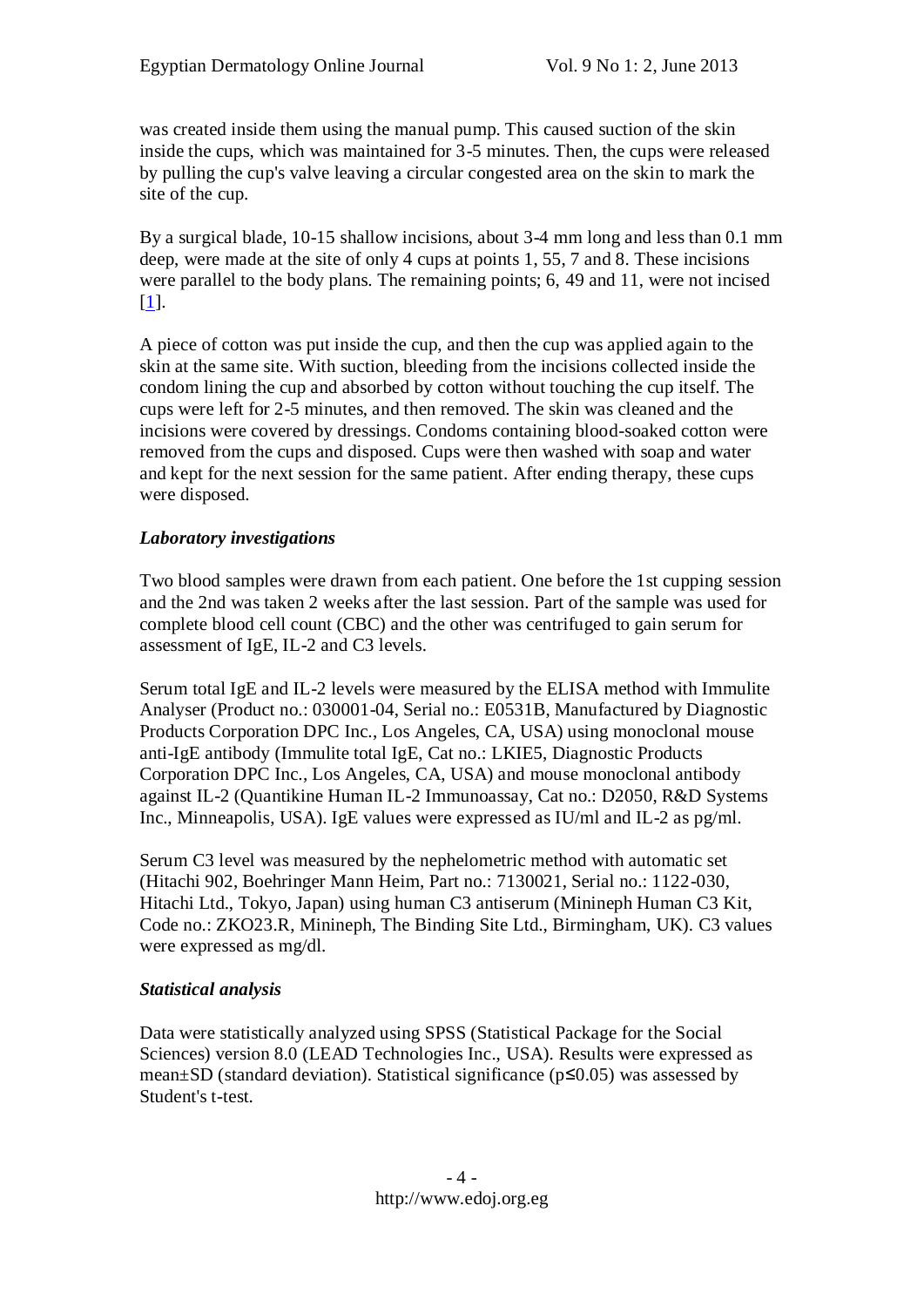was created inside them using the manual pump. This caused suction of the skin inside the cups, which was maintained for 3-5 minutes. Then, the cups were released by pulling the cup's valve leaving a circular congested area on the skin to mark the site of the cup.

By a surgical blade, 10-15 shallow incisions, about 3-4 mm long and less than 0.1 mm deep, were made at the site of only 4 cups at points 1, 55, 7 and 8. These incisions were parallel to the body plans. The remaining points; 6, 49 and 11, were not incised [1].

A piece of cotton was put inside the cup, and then the cup was applied again to the skin at the same site. With suction, bleeding from the incisions collected inside the condom lining the cup and absorbed by cotton without touching the cup itself. The cups were left for 2-5 minutes, and then removed. The skin was cleaned and the incisions were covered by dressings. Condoms containing blood-soaked cotton were removed from the cups and disposed. Cups were then washed with soap and water and kept for the next session for the same patient. After ending therapy, these cups were disposed.

### *Laboratory investigations*

Two blood samples were drawn from each patient. One before the 1st cupping session and the 2nd was taken 2 weeks after the last session. Part of the sample was used for complete blood cell count (CBC) and the other was centrifuged to gain serum for assessment of IgE, IL-2 and C3 levels.

Serum total IgE and IL-2 levels were measured by the ELISA method with Immulite Analyser (Product no.: 030001-04, Serial no.: E0531B, Manufactured by Diagnostic Products Corporation DPC Inc., Los Angeles, CA, USA) using monoclonal mouse anti-IgE antibody (Immulite total IgE, Cat no.: LKIE5, Diagnostic Products Corporation DPC Inc., Los Angeles, CA, USA) and mouse monoclonal antibody against IL-2 (Quantikine Human IL-2 Immunoassay, Cat no.: D2050, R&D Systems Inc., Minneapolis, USA). IgE values were expressed as IU/ml and IL-2 as pg/ml.

Serum C3 level was measured by the nephelometric method with automatic set (Hitachi 902, Boehringer Mann Heim, Part no.: 7130021, Serial no.: 1122-030, Hitachi Ltd., Tokyo, Japan) using human C3 antiserum (Minineph Human C3 Kit, Code no.: ZKO23.R, Minineph, The Binding Site Ltd., Birmingham, UK). C3 values were expressed as mg/dl.

### *Statistical analysis*

Data were statistically analyzed using SPSS (Statistical Package for the Social Sciences) version 8.0 (LEAD Technologies Inc., USA). Results were expressed as mean±SD (standard deviation). Statistical significance ($p \leq 0.05$) was assessed by Student's t-test.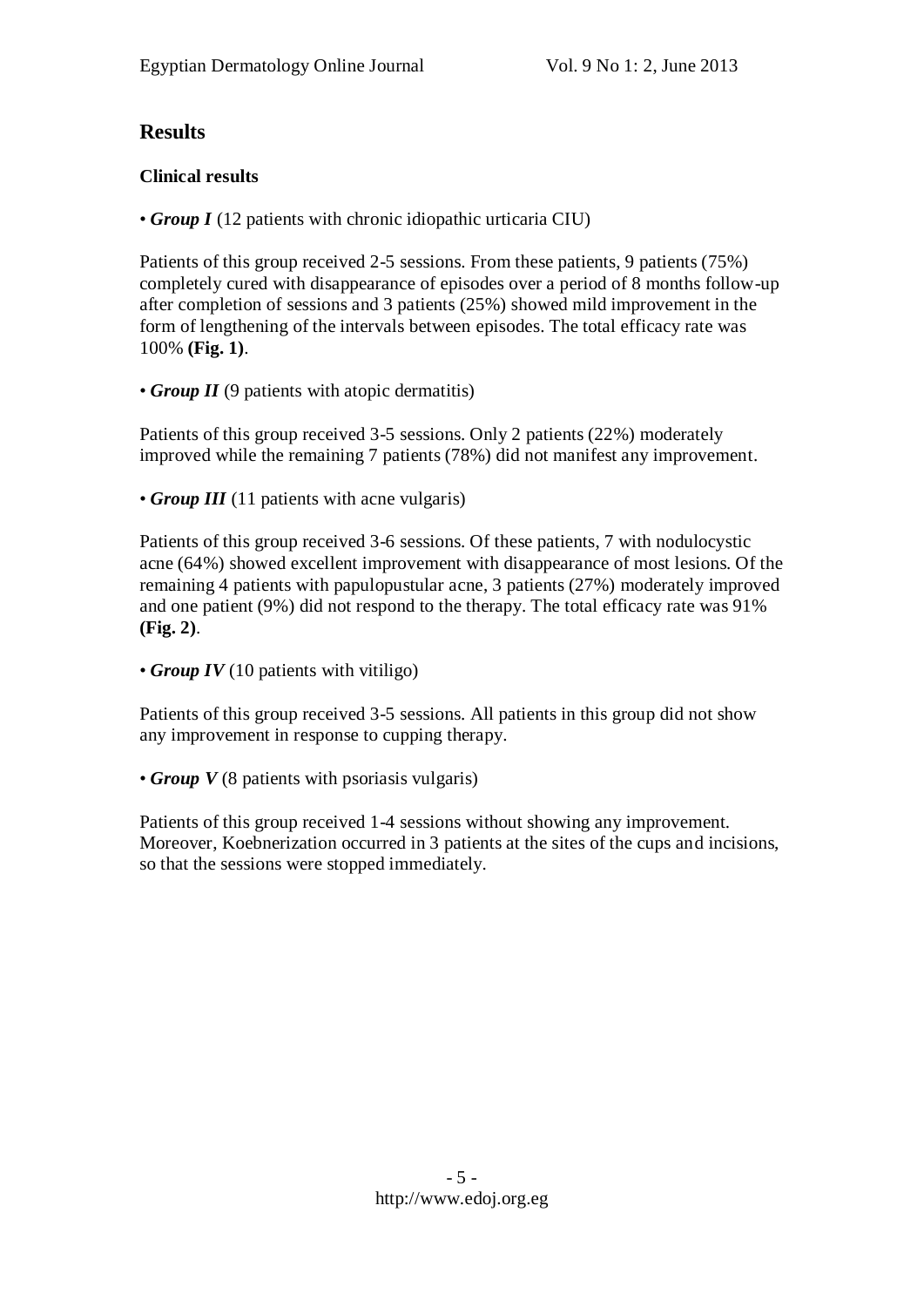## Results

### Clinical results

• ***Group I*** (12 patients with chronic idiopathic urticaria CIU)

Patients of this group received 2-5 sessions. From these patients, 9 patients (75%) completely cured with disappearance of episodes over a period of 8 months follow-up after completion of sessions and 3 patients (25%) showed mild improvement in the form of lengthening of the intervals between episodes. The total efficacy rate was 100% **(Fig. 1)**.

• ***Group II*** (9 patients with atopic dermatitis)

Patients of this group received 3-5 sessions. Only 2 patients (22%) moderately improved while the remaining 7 patients (78%) did not manifest any improvement.

• ***Group III*** (11 patients with acne vulgaris)

Patients of this group received 3-6 sessions. Of these patients, 7 with nodulocystic acne (64%) showed excellent improvement with disappearance of most lesions. Of the remaining 4 patients with papulopustular acne, 3 patients (27%) moderately improved and one patient (9%) did not respond to the therapy. The total efficacy rate was 91% **(Fig. 2)**.

• ***Group IV*** (10 patients with vitiligo)

Patients of this group received 3-5 sessions. All patients in this group did not show any improvement in response to cupping therapy.

• ***Group V*** (8 patients with psoriasis vulgaris)

Patients of this group received 1-4 sessions without showing any improvement. Moreover, Koebnerization occurred in 3 patients at the sites of the cups and incisions, so that the sessions were stopped immediately.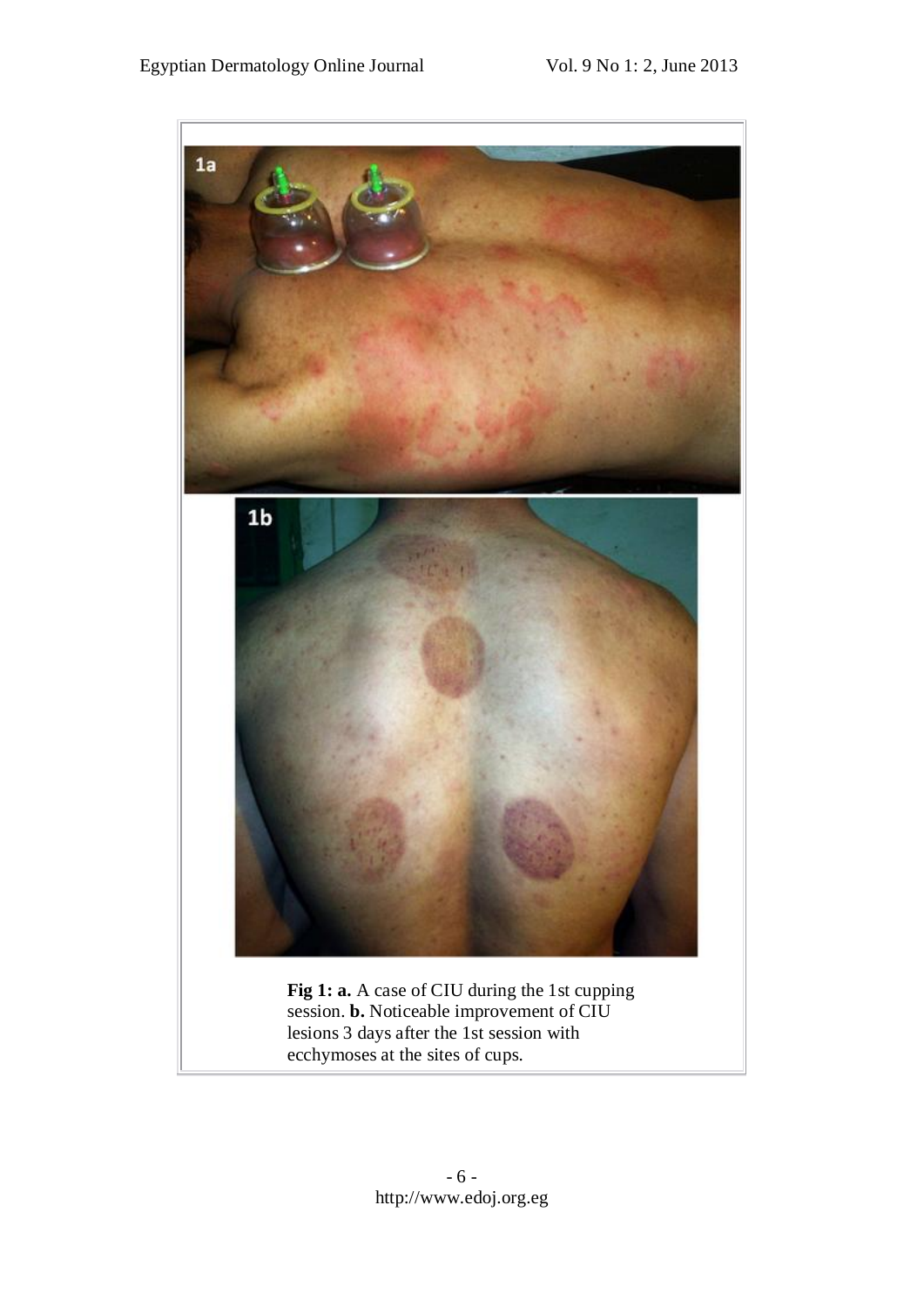**Fig 1: a.** A case of CIU during the 1st cupping session. **b.** Noticeable improvement of CIU lesions 3 days after the 1st session with ecchymoses at the sites of cups.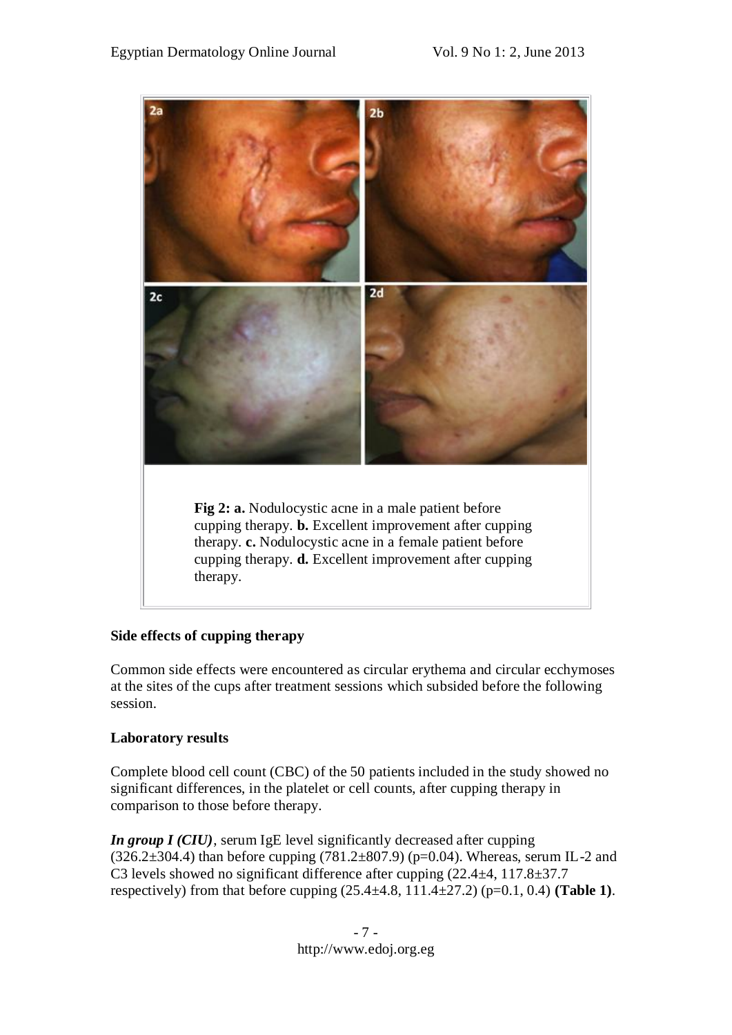Fig 2: **a.** Nodulocystic acne in a male patient before cupping therapy. **b.** Excellent improvement after cupping therapy. **c.** Nodulocystic acne in a female patient before cupping therapy. **d.** Excellent improvement after cupping therapy.

**Side effects of cupping therapy**

Common side effects were encountered as circular erythema and circular ecchymoses at the sites of the cups after treatment sessions which subsided before the following session.

**Laboratory results**

Complete blood cell count (CBC) of the 50 patients included in the study showed no significant differences, in the platelet or cell counts, after cupping therapy in comparison to those before therapy.

***In group I (CIU)***, serum IgE level significantly decreased after cupping (326.2±304.4) than before cupping (781.2±807.9) (p=0.04). Whereas, serum IL-2 and C3 levels showed no significant difference after cupping (22.4±4, 117.8±37.7 respectively) from that before cupping (25.4±4.8, 111.4±27.2) (p=0.1, 0.4) **(Table 1)**.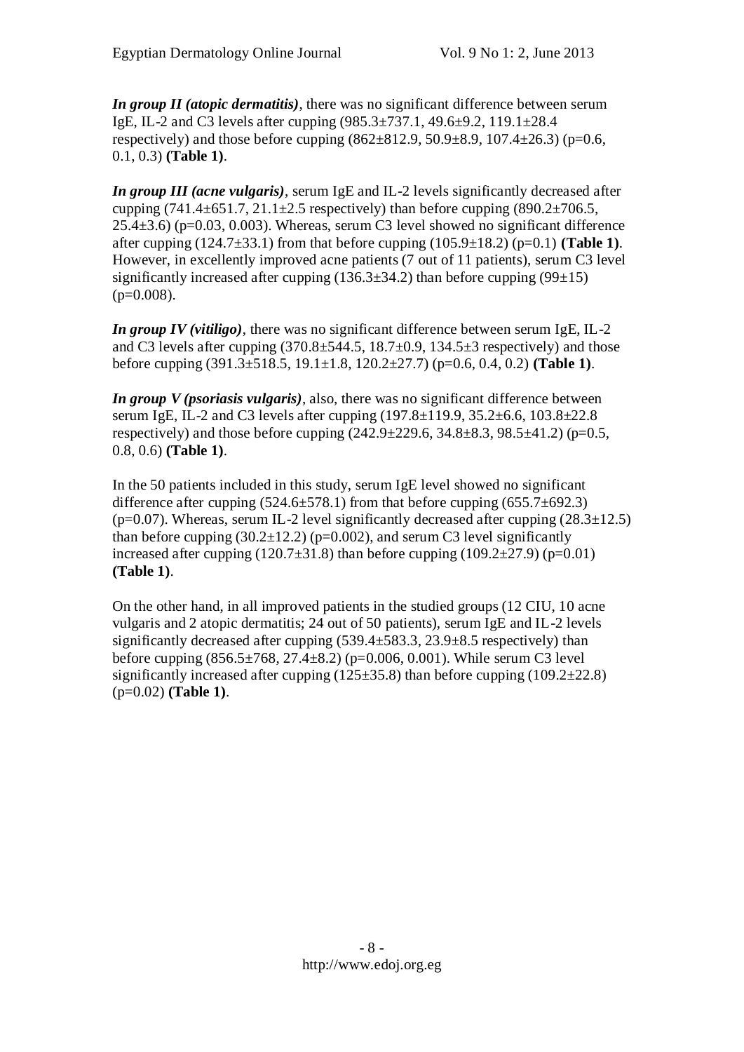***In group II (atopic dermatitis)***, there was no significant difference between serum IgE, IL-2 and C3 levels after cupping (985.3±737.1, 49.6±9.2, 119.1±28.4 respectively) and those before cupping (862±812.9, 50.9±8.9, 107.4±26.3) (p=0.6, 0.1, 0.3) **(Table 1)**.

***In group III (acne vulgaris)***, serum IgE and IL-2 levels significantly decreased after cupping (741.4±651.7, 21.1±2.5 respectively) than before cupping (890.2±706.5, 25.4±3.6) (p=0.03, 0.003). Whereas, serum C3 level showed no significant difference after cupping (124.7±33.1) from that before cupping (105.9±18.2) (p=0.1) **(Table 1)**. However, in excellently improved acne patients (7 out of 11 patients), serum C3 level significantly increased after cupping (136.3±34.2) than before cupping (99±15) (p=0.008).

***In group IV (vitiligo)***, there was no significant difference between serum IgE, IL-2 and C3 levels after cupping (370.8±544.5, 18.7±0.9, 134.5±3 respectively) and those before cupping (391.3±518.5, 19.1±1.8, 120.2±27.7) (p=0.6, 0.4, 0.2) **(Table 1)**.

***In group V (psoriasis vulgaris)***, also, there was no significant difference between serum IgE, IL-2 and C3 levels after cupping (197.8±119.9, 35.2±6.6, 103.8±22.8 respectively) and those before cupping (242.9±229.6, 34.8±8.3, 98.5±41.2) (p=0.5, 0.8, 0.6) **(Table 1)**.

In the 50 patients included in this study, serum IgE level showed no significant difference after cupping (524.6±578.1) from that before cupping (655.7±692.3) (p=0.07). Whereas, serum IL-2 level significantly decreased after cupping (28.3±12.5) than before cupping (30.2±12.2) (p=0.002), and serum C3 level significantly increased after cupping (120.7±31.8) than before cupping (109.2±27.9) (p=0.01) **(Table 1)**.

On the other hand, in all improved patients in the studied groups (12 CIU, 10 acne vulgaris and 2 atopic dermatitis; 24 out of 50 patients), serum IgE and IL-2 levels significantly decreased after cupping (539.4±583.3, 23.9±8.5 respectively) than before cupping (856.5±768, 27.4±8.2) (p=0.006, 0.001). While serum C3 level significantly increased after cupping (125±35.8) than before cupping (109.2±22.8) (p=0.02) **(Table 1)**.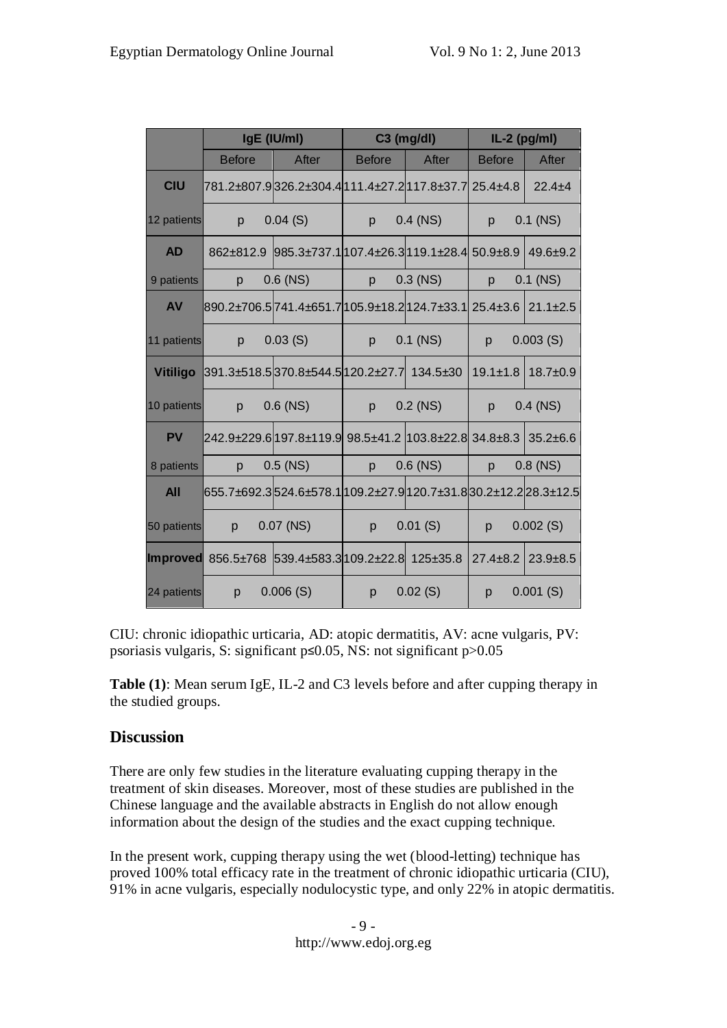| | IgE (IU/ml) | | C3 (mg/dl) | | IL-2 (pg/ml) | |
|---|---|---|---|---|---|---|
| | Before | After | Before | After | Before | After |
| **CIU** | 781.2±807.9 | 326.2±304.4 | 111.4±27.2 | 117.8±37.7 | 25.4±4.8 | 22.4±4 |
| 12 patients | p | 0.04 (S) | p | 0.4 (NS) | p | 0.1 (NS) |
| **AD** | 862±812.9 | 985.3±737.1 | 107.4±26.3 | 119.1±28.4 | 50.9±8.9 | 49.6±9.2 |
| 9 patients | p | 0.6 (NS) | p | 0.3 (NS) | p | 0.1 (NS) |
| **AV** | 890.2±706.5 | 741.4±651.7 | 105.9±18.2 | 124.7±33.1 | 25.4±3.6 | 21.1±2.5 |
| 11 patients | p | 0.03 (S) | p | 0.1 (NS) | p | 0.003 (S) |
| **Vitiligo** | 391.3±518.5 | 370.8±544.5 | 120.2±27.7 | 134.5±30 | 19.1±1.8 | 18.7±0.9 |
| 10 patients | p | 0.6 (NS) | p | 0.2 (NS) | p | 0.4 (NS) |
| **PV** | 242.9±229.6 | 197.8±119.9 | 98.5±41.2 | 103.8±22.8 | 34.8±8.3 | 35.2±6.6 |
| 8 patients | p | 0.5 (NS) | p | 0.6 (NS) | p | 0.8 (NS) |
| **All** | 655.7±692.3 | 524.6±578.1 | 109.2±27.9 | 120.7±31.8 | 30.2±12.2 | 28.3±12.5 |
| 50 patients | p | 0.07 (NS) | p | 0.01 (S) | p | 0.002 (S) |
| **Improved** | 856.5±768 | 539.4±583.3 | 109.2±22.8 | 125±35.8 | 27.4±8.2 | 23.9±8.5 |
| 24 patients | p | 0.006 (S) | p | 0.02 (S) | p | 0.001 (S) |

CIU: chronic idiopathic urticaria, AD: atopic dermatitis, AV: acne vulgaris, PV: psoriasis vulgaris, S: significant p≤0.05, NS: not significant p>0.05

**Table (1)**: Mean serum IgE, IL-2 and C3 levels before and after cupping therapy in the studied groups.

## Discussion

There are only few studies in the literature evaluating cupping therapy in the treatment of skin diseases. Moreover, most of these studies are published in the Chinese language and the available abstracts in English do not allow enough information about the design of the studies and the exact cupping technique.

In the present work, cupping therapy using the wet (blood-letting) technique has proved 100% total efficacy rate in the treatment of chronic idiopathic urticaria (CIU), 91% in acne vulgaris, especially nodulocystic type, and only 22% in atopic dermatitis.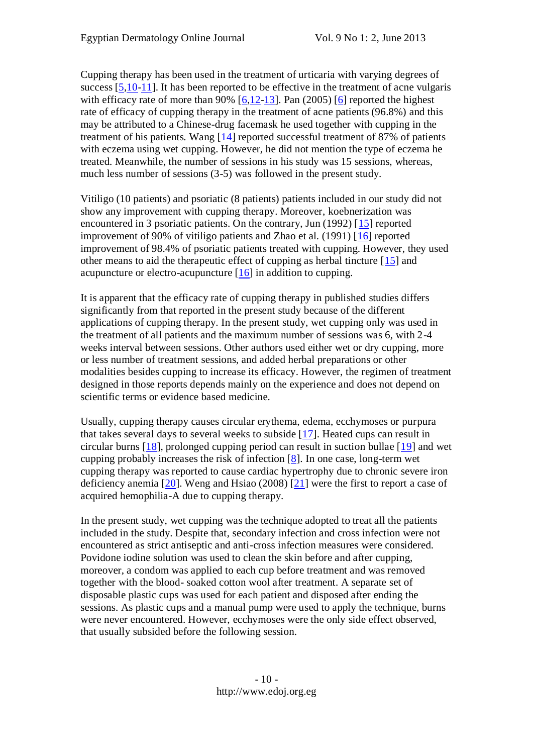Cupping therapy has been used in the treatment of urticaria with varying degrees of success [5,10-11]. It has been reported to be effective in the treatment of acne vulgaris with efficacy rate of more than 90% [6,12-13]. Pan (2005) [6] reported the highest rate of efficacy of cupping therapy in the treatment of acne patients (96.8%) and this may be attributed to a Chinese-drug facemask he used together with cupping in the treatment of his patients. Wang [14] reported successful treatment of 87% of patients with eczema using wet cupping. However, he did not mention the type of eczema he treated. Meanwhile, the number of sessions in his study was 15 sessions, whereas, much less number of sessions (3-5) was followed in the present study.

Vitiligo (10 patients) and psoriatic (8 patients) patients included in our study did not show any improvement with cupping therapy. Moreover, koebnerization was encountered in 3 psoriatic patients. On the contrary, Jun (1992) [15] reported improvement of 90% of vitiligo patients and Zhao et al. (1991) [16] reported improvement of 98.4% of psoriatic patients treated with cupping. However, they used other means to aid the therapeutic effect of cupping as herbal tincture [15] and acupuncture or electro-acupuncture [16] in addition to cupping.

It is apparent that the efficacy rate of cupping therapy in published studies differs significantly from that reported in the present study because of the different applications of cupping therapy. In the present study, wet cupping only was used in the treatment of all patients and the maximum number of sessions was 6, with 2-4 weeks interval between sessions. Other authors used either wet or dry cupping, more or less number of treatment sessions, and added herbal preparations or other modalities besides cupping to increase its efficacy. However, the regimen of treatment designed in those reports depends mainly on the experience and does not depend on scientific terms or evidence based medicine.

Usually, cupping therapy causes circular erythema, edema, ecchymoses or purpura that takes several days to several weeks to subside [17]. Heated cups can result in circular burns [18], prolonged cupping period can result in suction bullae [19] and wet cupping probably increases the risk of infection [8]. In one case, long-term wet cupping therapy was reported to cause cardiac hypertrophy due to chronic severe iron deficiency anemia [20]. Weng and Hsiao (2008) [21] were the first to report a case of acquired hemophilia-A due to cupping therapy.

In the present study, wet cupping was the technique adopted to treat all the patients included in the study. Despite that, secondary infection and cross infection were not encountered as strict antiseptic and anti-cross infection measures were considered. Povidone iodine solution was used to clean the skin before and after cupping, moreover, a condom was applied to each cup before treatment and was removed together with the blood- soaked cotton wool after treatment. A separate set of disposable plastic cups was used for each patient and disposed after ending the sessions. As plastic cups and a manual pump were used to apply the technique, burns were never encountered. However, ecchymoses were the only side effect observed, that usually subsided before the following session.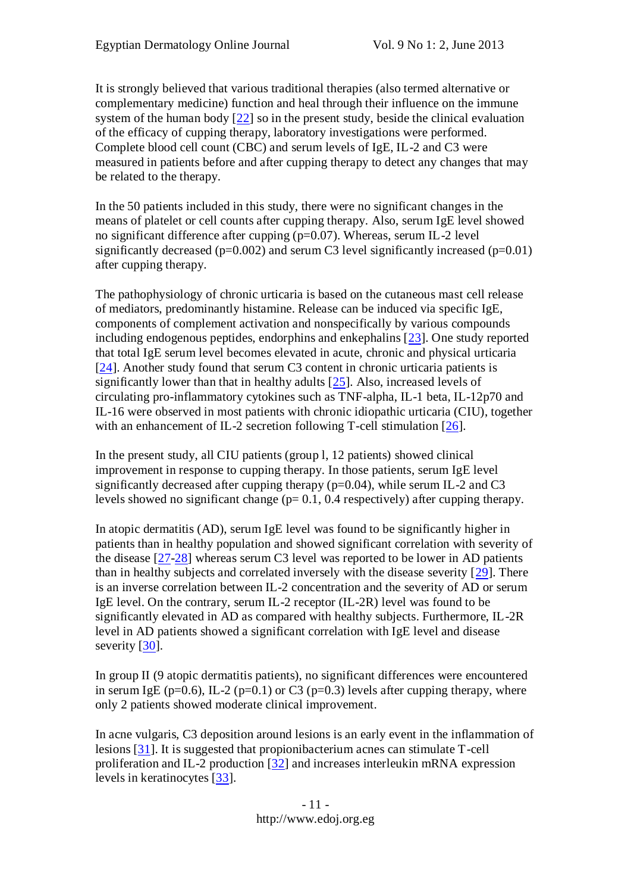It is strongly believed that various traditional therapies (also termed alternative or complementary medicine) function and heal through their influence on the immune system of the human body [22] so in the present study, beside the clinical evaluation of the efficacy of cupping therapy, laboratory investigations were performed. Complete blood cell count (CBC) and serum levels of IgE, IL-2 and C3 were measured in patients before and after cupping therapy to detect any changes that may be related to the therapy.

In the 50 patients included in this study, there were no significant changes in the means of platelet or cell counts after cupping therapy. Also, serum IgE level showed no significant difference after cupping ($p=0.07$). Whereas, serum IL-2 level significantly decreased ($p=0.002$) and serum C3 level significantly increased ($p=0.01$) after cupping therapy.

The pathophysiology of chronic urticaria is based on the cutaneous mast cell release of mediators, predominantly histamine. Release can be induced via specific IgE, components of complement activation and nonspecifically by various compounds including endogenous peptides, endorphins and enkephalins [23]. One study reported that total IgE serum level becomes elevated in acute, chronic and physical urticaria [24]. Another study found that serum C3 content in chronic urticaria patients is significantly lower than that in healthy adults [25]. Also, increased levels of circulating pro-inflammatory cytokines such as TNF-alpha, IL-1 beta, IL-12p70 and IL-16 were observed in most patients with chronic idiopathic urticaria (CIU), together with an enhancement of IL-2 secretion following T-cell stimulation [26].

In the present study, all CIU patients (group l, 12 patients) showed clinical improvement in response to cupping therapy. In those patients, serum IgE level significantly decreased after cupping therapy ($p=0.04$), while serum IL-2 and C3 levels showed no significant change ($p= 0.1$, $0.4$ respectively) after cupping therapy.

In atopic dermatitis (AD), serum IgE level was found to be significantly higher in patients than in healthy population and showed significant correlation with severity of the disease [27-28] whereas serum C3 level was reported to be lower in AD patients than in healthy subjects and correlated inversely with the disease severity [29]. There is an inverse correlation between IL-2 concentration and the severity of AD or serum IgE level. On the contrary, serum IL-2 receptor (IL-2R) level was found to be significantly elevated in AD as compared with healthy subjects. Furthermore, IL-2R level in AD patients showed a significant correlation with IgE level and disease severity [30].

In group II (9 atopic dermatitis patients), no significant differences were encountered in serum IgE ($p=0.6$), IL-2 ($p=0.1$) or C3 ($p=0.3$) levels after cupping therapy, where only 2 patients showed moderate clinical improvement.

In acne vulgaris, C3 deposition around lesions is an early event in the inflammation of lesions [31]. It is suggested that propionibacterium acnes can stimulate T-cell proliferation and IL-2 production [32] and increases interleukin mRNA expression levels in keratinocytes [33].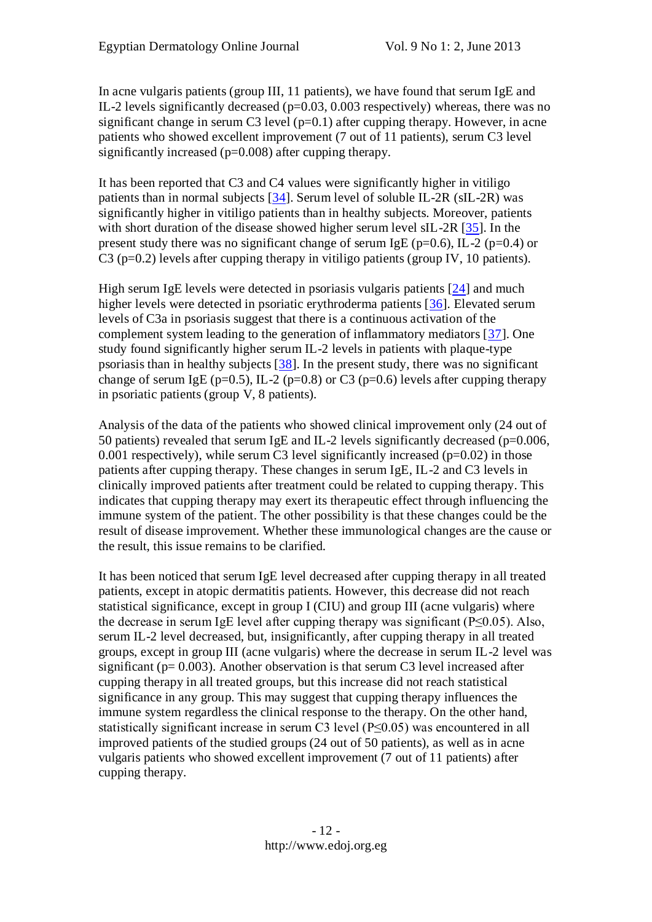In acne vulgaris patients (group III, 11 patients), we have found that serum IgE and IL-2 levels significantly decreased ($p=0.03$, $0.003$ respectively) whereas, there was no significant change in serum C3 level ($p=0.1$) after cupping therapy. However, in acne patients who showed excellent improvement (7 out of 11 patients), serum C3 level significantly increased ($p=0.008$) after cupping therapy.

It has been reported that C3 and C4 values were significantly higher in vitiligo patients than in normal subjects [34]. Serum level of soluble IL-2R (sIL-2R) was significantly higher in vitiligo patients than in healthy subjects. Moreover, patients with short duration of the disease showed higher serum level sIL-2R [35]. In the present study there was no significant change of serum IgE ($p=0.6$), IL-2 ($p=0.4$) or C3 ($p=0.2$) levels after cupping therapy in vitiligo patients (group IV, 10 patients).

High serum IgE levels were detected in psoriasis vulgaris patients [24] and much higher levels were detected in psoriatic erythroderma patients [36]. Elevated serum levels of C3a in psoriasis suggest that there is a continuous activation of the complement system leading to the generation of inflammatory mediators [37]. One study found significantly higher serum IL-2 levels in patients with plaque-type psoriasis than in healthy subjects [38]. In the present study, there was no significant change of serum IgE ($p=0.5$), IL-2 ($p=0.8$) or C3 ($p=0.6$) levels after cupping therapy in psoriatic patients (group V, 8 patients).

Analysis of the data of the patients who showed clinical improvement only (24 out of 50 patients) revealed that serum IgE and IL-2 levels significantly decreased ($p=0.006$, $0.001$ respectively), while serum C3 level significantly increased ($p=0.02$) in those patients after cupping therapy. These changes in serum IgE, IL-2 and C3 levels in clinically improved patients after treatment could be related to cupping therapy. This indicates that cupping therapy may exert its therapeutic effect through influencing the immune system of the patient. The other possibility is that these changes could be the result of disease improvement. Whether these immunological changes are the cause or the result, this issue remains to be clarified.

It has been noticed that serum IgE level decreased after cupping therapy in all treated patients, except in atopic dermatitis patients. However, this decrease did not reach statistical significance, except in group I (CIU) and group III (acne vulgaris) where the decrease in serum IgE level after cupping therapy was significant ($P \leq 0.05$). Also, serum IL-2 level decreased, but, insignificantly, after cupping therapy in all treated groups, except in group III (acne vulgaris) where the decrease in serum IL-2 level was significant ($p= 0.003$). Another observation is that serum C3 level increased after cupping therapy in all treated groups, but this increase did not reach statistical significance in any group. This may suggest that cupping therapy influences the immune system regardless the clinical response to the therapy. On the other hand, statistically significant increase in serum C3 level ($P \leq 0.05$) was encountered in all improved patients of the studied groups (24 out of 50 patients), as well as in acne vulgaris patients who showed excellent improvement (7 out of 11 patients) after cupping therapy.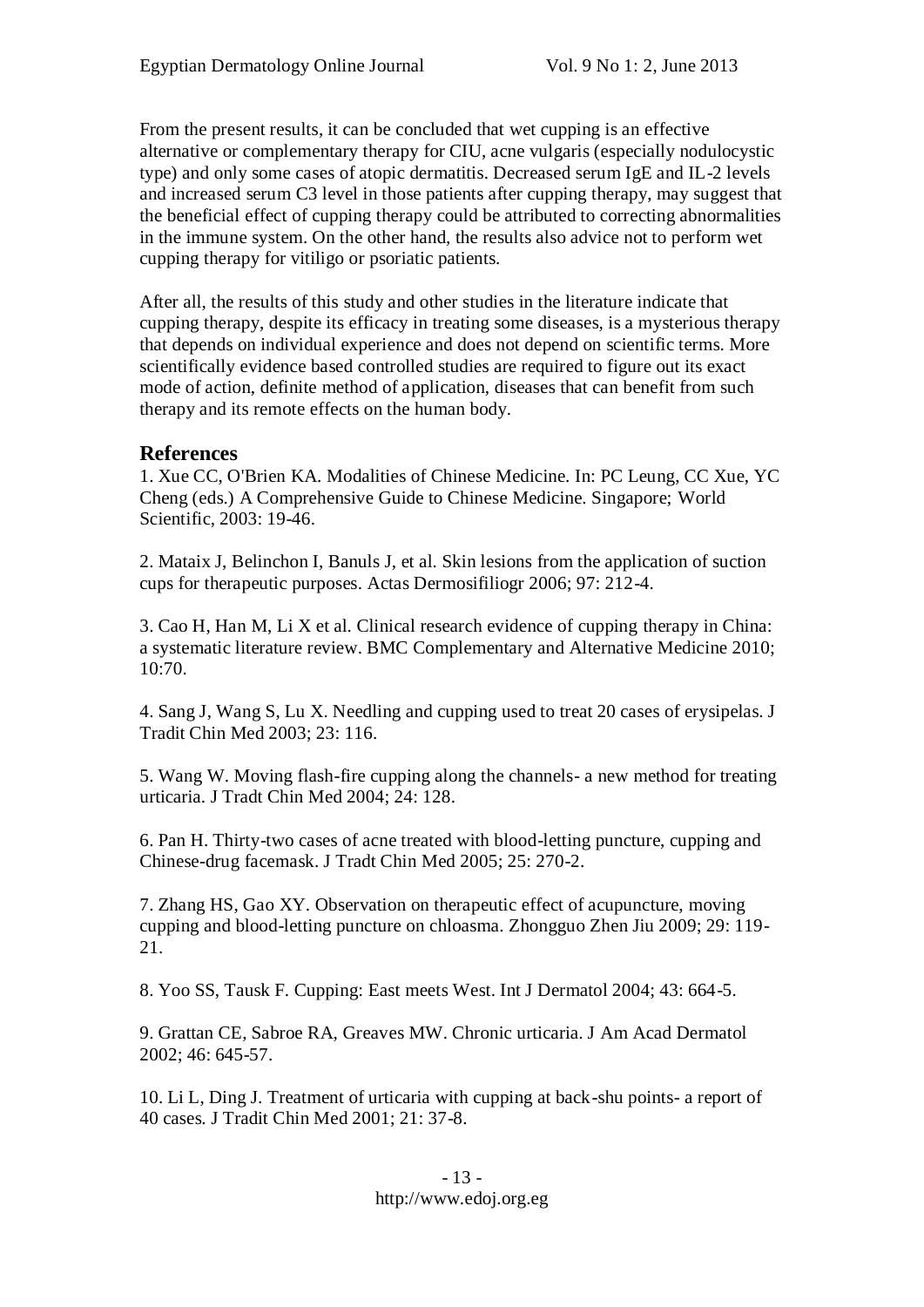From the present results, it can be concluded that wet cupping is an effective alternative or complementary therapy for CIU, acne vulgaris (especially nodulocystic type) and only some cases of atopic dermatitis. Decreased serum IgE and IL-2 levels and increased serum C3 level in those patients after cupping therapy, may suggest that the beneficial effect of cupping therapy could be attributed to correcting abnormalities in the immune system. On the other hand, the results also advice not to perform wet cupping therapy for vitiligo or psoriatic patients.

After all, the results of this study and other studies in the literature indicate that cupping therapy, despite its efficacy in treating some diseases, is a mysterious therapy that depends on individual experience and does not depend on scientific terms. More scientifically evidence based controlled studies are required to figure out its exact mode of action, definite method of application, diseases that can benefit from such therapy and its remote effects on the human body.

## References

1. Xue CC, O'Brien KA. Modalities of Chinese Medicine. In: PC Leung, CC Xue, YC Cheng (eds.) A Comprehensive Guide to Chinese Medicine. Singapore; World Scientific, 2003: 19-46.

2. Mataix J, Belinchon I, Banuls J, et al. Skin lesions from the application of suction cups for therapeutic purposes. Actas Dermosifiliogr 2006; 97: 212-4.

3. Cao H, Han M, Li X et al. Clinical research evidence of cupping therapy in China: a systematic literature review. BMC Complementary and Alternative Medicine 2010; 10:70.

4. Sang J, Wang S, Lu X. Needling and cupping used to treat 20 cases of erysipelas. J Tradit Chin Med 2003; 23: 116.

5. Wang W. Moving flash-fire cupping along the channels- a new method for treating urticaria. J Tradt Chin Med 2004; 24: 128.

6. Pan H. Thirty-two cases of acne treated with blood-letting puncture, cupping and Chinese-drug facemask. J Tradt Chin Med 2005; 25: 270-2.

7. Zhang HS, Gao XY. Observation on therapeutic effect of acupuncture, moving cupping and blood-letting puncture on chloasma. Zhongguo Zhen Jiu 2009; 29: 119-21.

8. Yoo SS, Tausk F. Cupping: East meets West. Int J Dermatol 2004; 43: 664-5.

9. Grattan CE, Sabroe RA, Greaves MW. Chronic urticaria. J Am Acad Dermatol 2002; 46: 645-57.

10. Li L, Ding J. Treatment of urticaria with cupping at back-shu points- a report of 40 cases. J Tradit Chin Med 2001; 21: 37-8.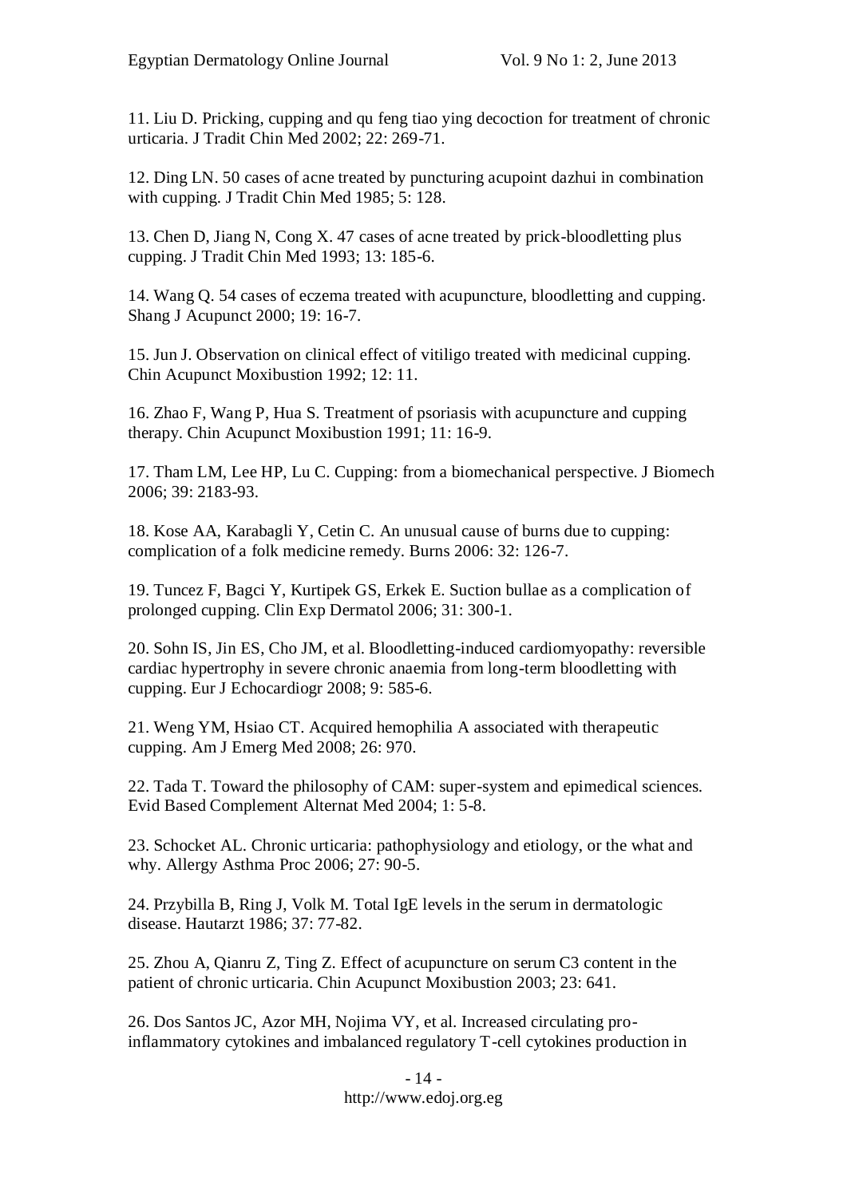11. Liu D. Pricking, cupping and qu feng tiao ying decoction for treatment of chronic urticaria. J Tradit Chin Med 2002; 22: 269-71.

12. Ding LN. 50 cases of acne treated by puncturing acupoint dazhui in combination with cupping. J Tradit Chin Med 1985; 5: 128.

13. Chen D, Jiang N, Cong X. 47 cases of acne treated by prick-bloodletting plus cupping. J Tradit Chin Med 1993; 13: 185-6.

14. Wang Q. 54 cases of eczema treated with acupuncture, bloodletting and cupping. Shang J Acupunct 2000; 19: 16-7.

15. Jun J. Observation on clinical effect of vitiligo treated with medicinal cupping. Chin Acupunct Moxibustion 1992; 12: 11.

16. Zhao F, Wang P, Hua S. Treatment of psoriasis with acupuncture and cupping therapy. Chin Acupunct Moxibustion 1991; 11: 16-9.

17. Tham LM, Lee HP, Lu C. Cupping: from a biomechanical perspective. J Biomech 2006; 39: 2183-93.

18. Kose AA, Karabagli Y, Cetin C. An unusual cause of burns due to cupping: complication of a folk medicine remedy. Burns 2006: 32: 126-7.

19. Tuncez F, Bagci Y, Kurtipek GS, Erkek E. Suction bullae as a complication of prolonged cupping. Clin Exp Dermatol 2006; 31: 300-1.

20. Sohn IS, Jin ES, Cho JM, et al. Bloodletting-induced cardiomyopathy: reversible cardiac hypertrophy in severe chronic anaemia from long-term bloodletting with cupping. Eur J Echocardiogr 2008; 9: 585-6.

21. Weng YM, Hsiao CT. Acquired hemophilia A associated with therapeutic cupping. Am J Emerg Med 2008; 26: 970.

22. Tada T. Toward the philosophy of CAM: super-system and epimedical sciences. Evid Based Complement Alternat Med 2004; 1: 5-8.

23. Schocket AL. Chronic urticaria: pathophysiology and etiology, or the what and why. Allergy Asthma Proc 2006; 27: 90-5.

24. Przybilla B, Ring J, Volk M. Total IgE levels in the serum in dermatologic disease. Hautarzt 1986; 37: 77-82.

25. Zhou A, Qianru Z, Ting Z. Effect of acupuncture on serum C3 content in the patient of chronic urticaria. Chin Acupunct Moxibustion 2003; 23: 641.

26. Dos Santos JC, Azor MH, Nojima VY, et al. Increased circulating pro-inflammatory cytokines and imbalanced regulatory T-cell cytokines production in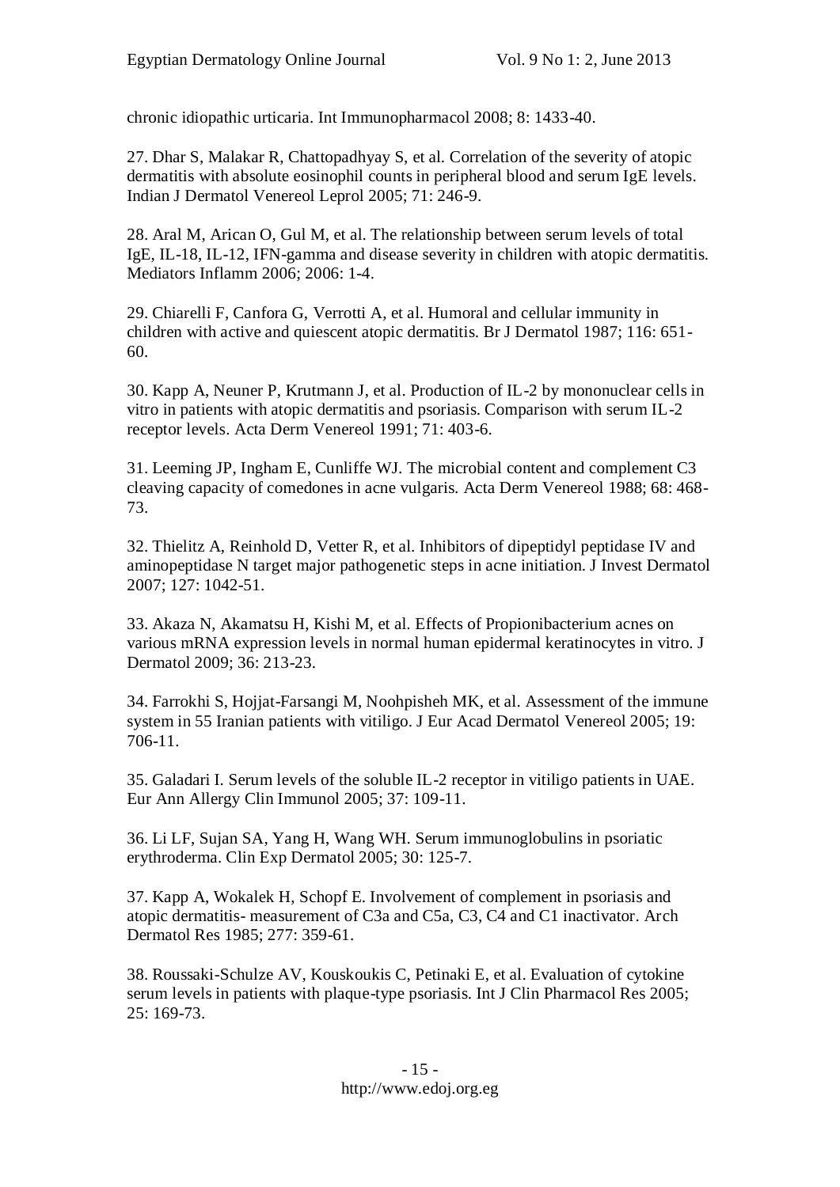chronic idiopathic urticaria. Int Immunopharmacol 2008; 8: 1433-40.

27. Dhar S, Malakar R, Chattopadhyay S, et al. Correlation of the severity of atopic dermatitis with absolute eosinophil counts in peripheral blood and serum IgE levels. Indian J Dermatol Venereol Leprol 2005; 71: 246-9.

28. Aral M, Arican O, Gul M, et al. The relationship between serum levels of total IgE, IL-18, IL-12, IFN-gamma and disease severity in children with atopic dermatitis. Mediators Inflamm 2006; 2006: 1-4.

29. Chiarelli F, Canfora G, Verrotti A, et al. Humoral and cellular immunity in children with active and quiescent atopic dermatitis. Br J Dermatol 1987; 116: 651-60.

30. Kapp A, Neuner P, Krutmann J, et al. Production of IL-2 by mononuclear cells in vitro in patients with atopic dermatitis and psoriasis. Comparison with serum IL-2 receptor levels. Acta Derm Venereol 1991; 71: 403-6.

31. Leeming JP, Ingham E, Cunliffe WJ. The microbial content and complement C3 cleaving capacity of comedones in acne vulgaris. Acta Derm Venereol 1988; 68: 468-73.

32. Thielitz A, Reinhold D, Vetter R, et al. Inhibitors of dipeptidyl peptidase IV and aminopeptidase N target major pathogenetic steps in acne initiation. J Invest Dermatol 2007; 127: 1042-51.

33. Akaza N, Akamatsu H, Kishi M, et al. Effects of Propionibacterium acnes on various mRNA expression levels in normal human epidermal keratinocytes in vitro. J Dermatol 2009; 36: 213-23.

34. Farrokhi S, Hojjat-Farsangi M, Noohpisheh MK, et al. Assessment of the immune system in 55 Iranian patients with vitiligo. J Eur Acad Dermatol Venereol 2005; 19: 706-11.

35. Galadari I. Serum levels of the soluble IL-2 receptor in vitiligo patients in UAE. Eur Ann Allergy Clin Immunol 2005; 37: 109-11.

36. Li LF, Sujan SA, Yang H, Wang WH. Serum immunoglobulins in psoriatic erythroderma. Clin Exp Dermatol 2005; 30: 125-7.

37. Kapp A, Wokalek H, Schopf E. Involvement of complement in psoriasis and atopic dermatitis- measurement of C3a and C5a, C3, C4 and C1 inactivator. Arch Dermatol Res 1985; 277: 359-61.

38. Roussaki-Schulze AV, Kouskoukis C, Petinaki E, et al. Evaluation of cytokine serum levels in patients with plaque-type psoriasis. Int J Clin Pharmacol Res 2005; 25: 169-73.